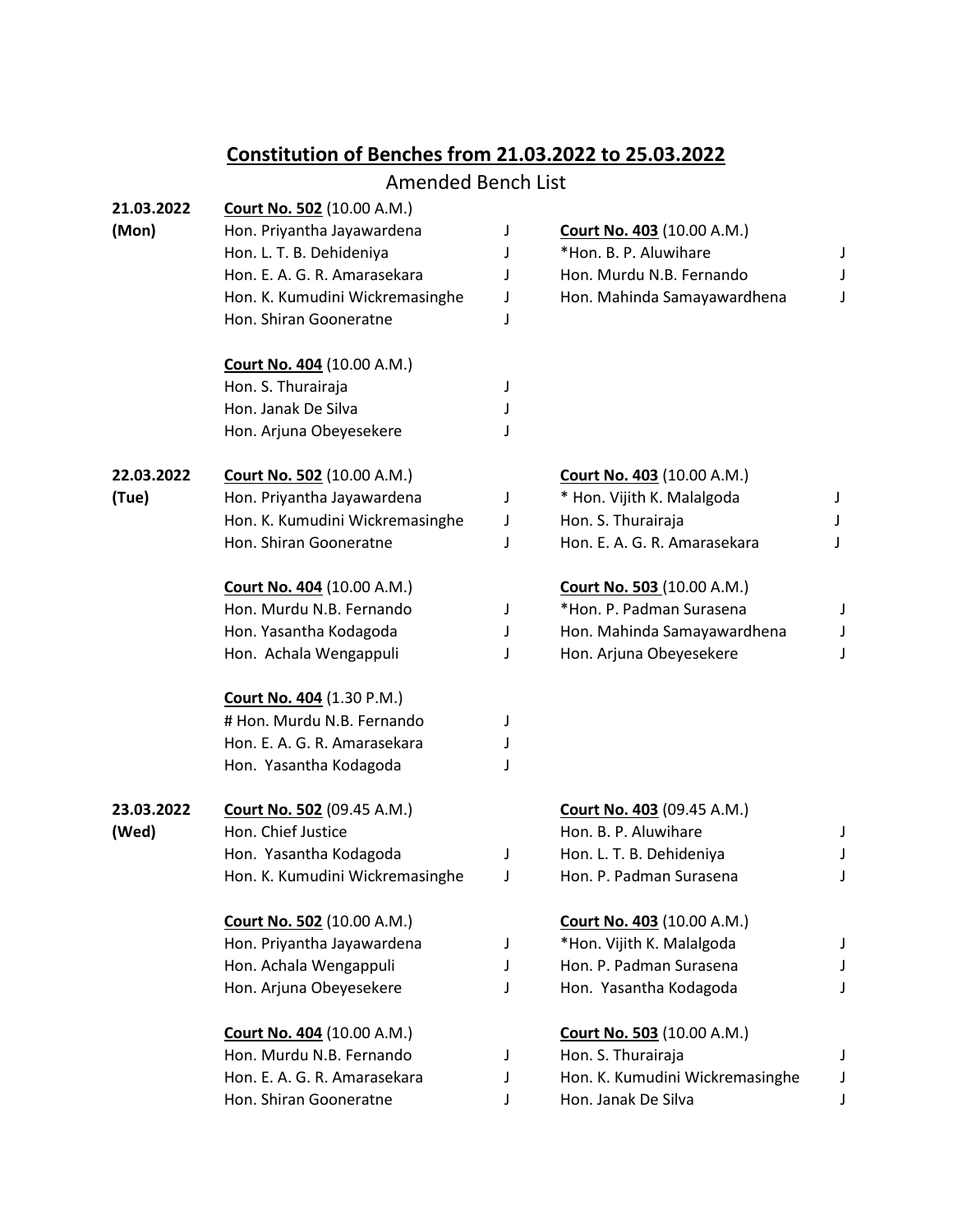## **Constitution of Benches from 21.03.2022 to 25.03.2022**

Amended Bench List

**21.03.2022 (Mon)**

**Court No. 502** (10.00 A.M.)
- Hon. Priyantha Jayawardena J
- Hon. L. T. B. Dehideniya J
- Hon. E. A. G. R. Amarasekara J
- Hon. K. Kumudini Wickremasinghe J
- Hon. Shiran Gooneratne J

**Court No. 403** (10.00 A.M.)
- *Hon. B. P. Aluwihare J
- Hon. Murdu N.B. Fernando J
- Hon. Mahinda Samayawardhena J

**Court No. 404** (10.00 A.M.)
- Hon. S. Thurairaja J
- Hon. Janak De Silva J
- Hon. Arjuna Obeyesekere J

**22.03.2022 (Tue)**

**Court No. 502** (10.00 A.M.)
- Hon. Priyantha Jayawardena J
- Hon. K. Kumudini Wickremasinghe J
- Hon. Shiran Gooneratne J

**Court No. 403** (10.00 A.M.)
- * Hon. Vijith K. Malalgoda J
- Hon. S. Thurairaja J
- Hon. E. A. G. R. Amarasekara J

**Court No. 404** (10.00 A.M.)
- Hon. Murdu N.B. Fernando J
- Hon. Yasantha Kodagoda J
- Hon. Achala Wengappuli J

**Court No. 503** (10.00 A.M.)
- *Hon. P. Padman Surasena J
- Hon. Mahinda Samayawardhena J
- Hon. Arjuna Obeyesekere J

**Court No. 404** (1.30 P.M.)
- # Hon. Murdu N.B. Fernando J
- Hon. E. A. G. R. Amarasekara J
- Hon. Yasantha Kodagoda J

**23.03.2022 (Wed)**

**Court No. 502** (09.45 A.M.)
- Hon. Chief Justice
- Hon. Yasantha Kodagoda J
- Hon. K. Kumudini Wickremasinghe J

**Court No. 403** (09.45 A.M.)
- Hon. B. P. Aluwihare J
- Hon. L. T. B. Dehideniya J
- Hon. P. Padman Surasena J

**Court No. 502** (10.00 A.M.)
- Hon. Priyantha Jayawardena J
- Hon. Achala Wengappuli J
- Hon. Arjuna Obeyesekere J

**Court No. 403** (10.00 A.M.)
- *Hon. Vijith K. Malalgoda J
- Hon. P. Padman Surasena J
- Hon. Yasantha Kodagoda J

**Court No. 404** (10.00 A.M.)
- Hon. Murdu N.B. Fernando J
- Hon. E. A. G. R. Amarasekara J
- Hon. Shiran Gooneratne J

**Court No. 503** (10.00 A.M.)
- Hon. S. Thurairaja J
- Hon. K. Kumudini Wickremasinghe J
- Hon. Janak De Silva J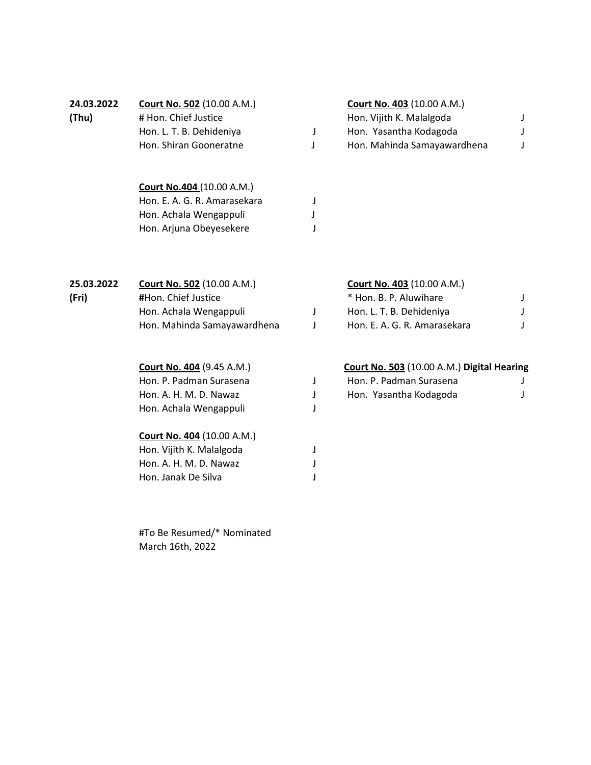**24.03.2022 (Thu)**

**Court No. 502** (10.00 A.M.)
# Hon. Chief Justice
Hon. L. T. B. Dehideniya J
Hon. Shiran Gooneratne J

**Court No. 403** (10.00 A.M.)
Hon. Vijith K. Malalgoda J
Hon. Yasantha Kodagoda J
Hon. Mahinda Samayawardhena J

**Court No.404** (10.00 A.M.)
Hon. E. A. G. R. Amarasekara J
Hon. Achala Wengappuli J
Hon. Arjuna Obeyesekere J

**25.03.2022 (Fri)**

**Court No. 502** (10.00 A.M.)
**#**Hon. Chief Justice
Hon. Achala Wengappuli J
Hon. Mahinda Samayawardhena J

**Court No. 403** (10.00 A.M.)
* Hon. B. P. Aluwihare J
Hon. L. T. B. Dehideniya J
Hon. E. A. G. R. Amarasekara J

**Court No. 404** (9.45 A.M.)
Hon. P. Padman Surasena J
Hon. A. H. M. D. Nawaz J
Hon. Achala Wengappuli J

**Court No. 503** (10.00 A.M.) **Digital Hearing**
Hon. P. Padman Surasena J
Hon. Yasantha Kodagoda J

**Court No. 404** (10.00 A.M.)
Hon. Vijith K. Malalgoda J
Hon. A. H. M. D. Nawaz J
Hon. Janak De Silva J

#To Be Resumed/* Nominated
March 16th, 2022